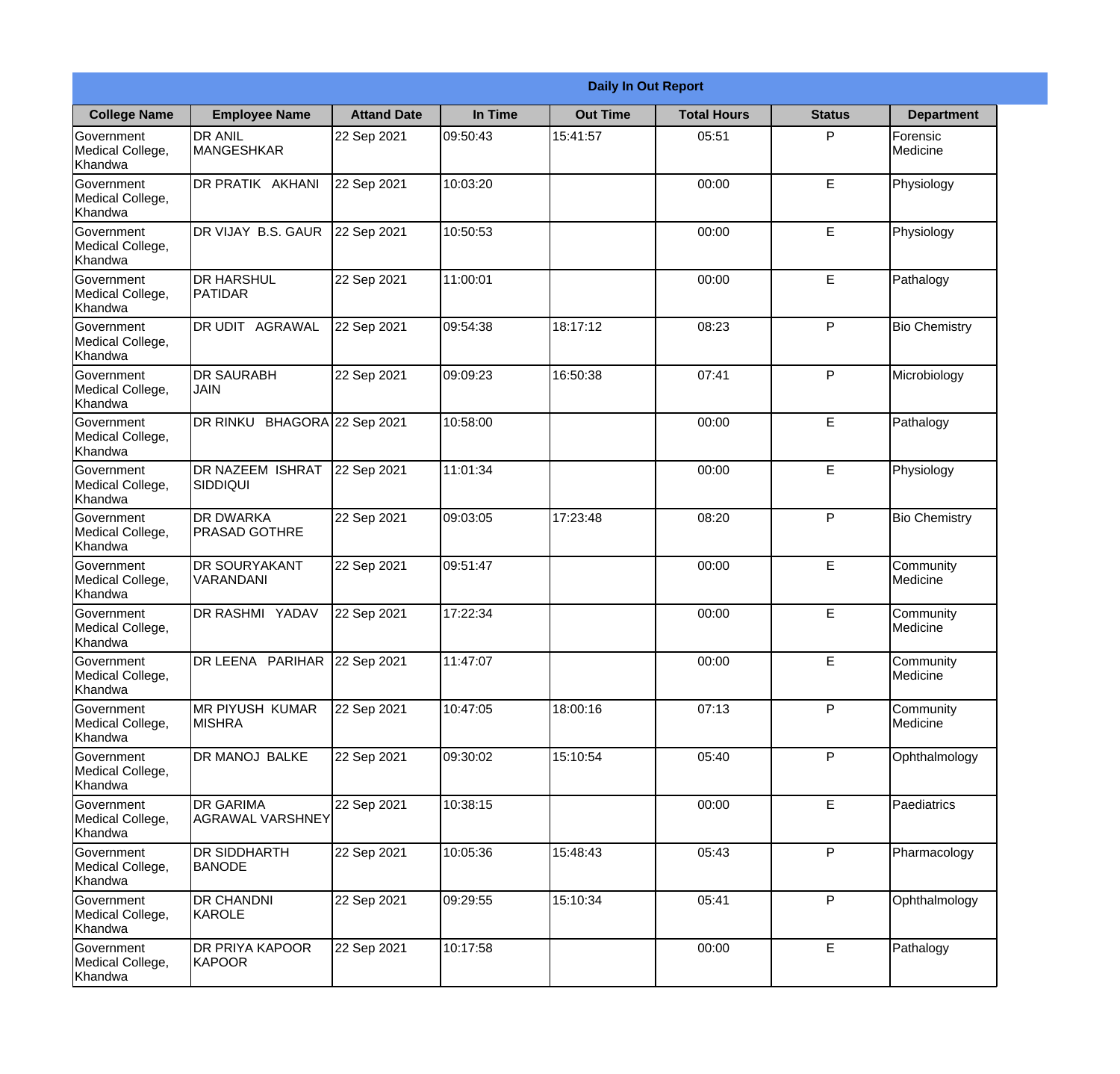| Daily In Out Report | | | | | | | |
|---|---|---|---|---|---|---|---|
| **College Name** | **Employee Name** | **Attand Date** | **In Time** | **Out Time** | **Total Hours** | **Status** | **Department** |
| Government Medical College, Khandwa | DR ANIL MANGESHKAR | 22 Sep 2021 | 09:50:43 | 15:41:57 | 05:51 | P | Forensic Medicine |
| Government Medical College, Khandwa | DR PRATIK AKHANI | 22 Sep 2021 | 10:03:20 | | 00:00 | E | Physiology |
| Government Medical College, Khandwa | DR VIJAY B.S. GAUR | 22 Sep 2021 | 10:50:53 | | 00:00 | E | Physiology |
| Government Medical College, Khandwa | DR HARSHUL PATIDAR | 22 Sep 2021 | 11:00:01 | | 00:00 | E | Pathalogy |
| Government Medical College, Khandwa | DR UDIT AGRAWAL | 22 Sep 2021 | 09:54:38 | 18:17:12 | 08:23 | P | Bio Chemistry |
| Government Medical College, Khandwa | DR SAURABH JAIN | 22 Sep 2021 | 09:09:23 | 16:50:38 | 07:41 | P | Microbiology |
| Government Medical College, Khandwa | DR RINKU BHAGORA | 22 Sep 2021 | 10:58:00 | | 00:00 | E | Pathalogy |
| Government Medical College, Khandwa | DR NAZEEM ISHRAT SIDDIQUI | 22 Sep 2021 | 11:01:34 | | 00:00 | E | Physiology |
| Government Medical College, Khandwa | DR DWARKA PRASAD GOTHRE | 22 Sep 2021 | 09:03:05 | 17:23:48 | 08:20 | P | Bio Chemistry |
| Government Medical College, Khandwa | DR SOURYAKANT VARANDANI | 22 Sep 2021 | 09:51:47 | | 00:00 | E | Community Medicine |
| Government Medical College, Khandwa | DR RASHMI YADAV | 22 Sep 2021 | 17:22:34 | | 00:00 | E | Community Medicine |
| Government Medical College, Khandwa | DR LEENA PARIHAR | 22 Sep 2021 | 11:47:07 | | 00:00 | E | Community Medicine |
| Government Medical College, Khandwa | MR PIYUSH KUMAR MISHRA | 22 Sep 2021 | 10:47:05 | 18:00:16 | 07:13 | P | Community Medicine |
| Government Medical College, Khandwa | DR MANOJ BALKE | 22 Sep 2021 | 09:30:02 | 15:10:54 | 05:40 | P | Ophthalmology |
| Government Medical College, Khandwa | DR GARIMA AGRAWAL VARSHNEY | 22 Sep 2021 | 10:38:15 | | 00:00 | E | Paediatrics |
| Government Medical College, Khandwa | DR SIDDHARTH BANODE | 22 Sep 2021 | 10:05:36 | 15:48:43 | 05:43 | P | Pharmacology |
| Government Medical College, Khandwa | DR CHANDNI KAROLE | 22 Sep 2021 | 09:29:55 | 15:10:34 | 05:41 | P | Ophthalmology |
| Government Medical College, Khandwa | DR PRIYA KAPOOR KAPOOR | 22 Sep 2021 | 10:17:58 | | 00:00 | E | Pathalogy |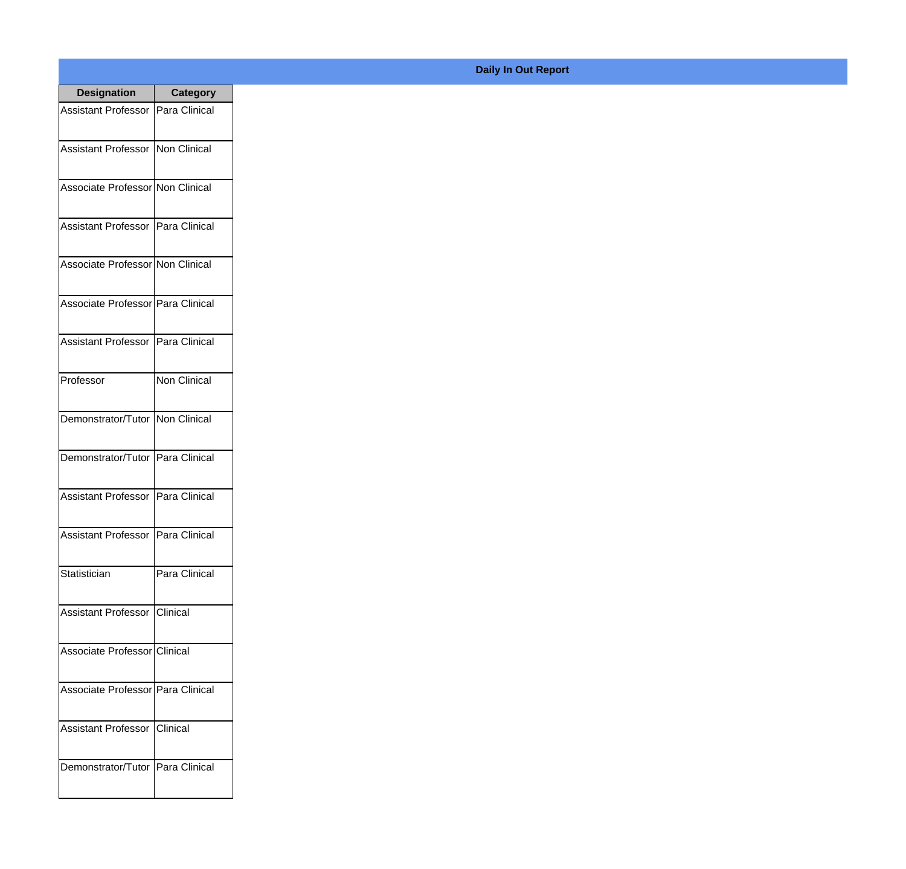**Daily In Out Report**

| Designation | Category |
|---|---|
| Assistant Professor | Para Clinical |
| Assistant Professor | Non Clinical |
| Associate Professor | Non Clinical |
| Assistant Professor | Para Clinical |
| Associate Professor | Non Clinical |
| Associate Professor | Para Clinical |
| Assistant Professor | Para Clinical |
| Professor | Non Clinical |
| Demonstrator/Tutor | Non Clinical |
| Demonstrator/Tutor | Para Clinical |
| Assistant Professor | Para Clinical |
| Assistant Professor | Para Clinical |
| Statistician | Para Clinical |
| Assistant Professor | Clinical |
| Associate Professor | Clinical |
| Associate Professor | Para Clinical |
| Assistant Professor | Clinical |
| Demonstrator/Tutor | Para Clinical |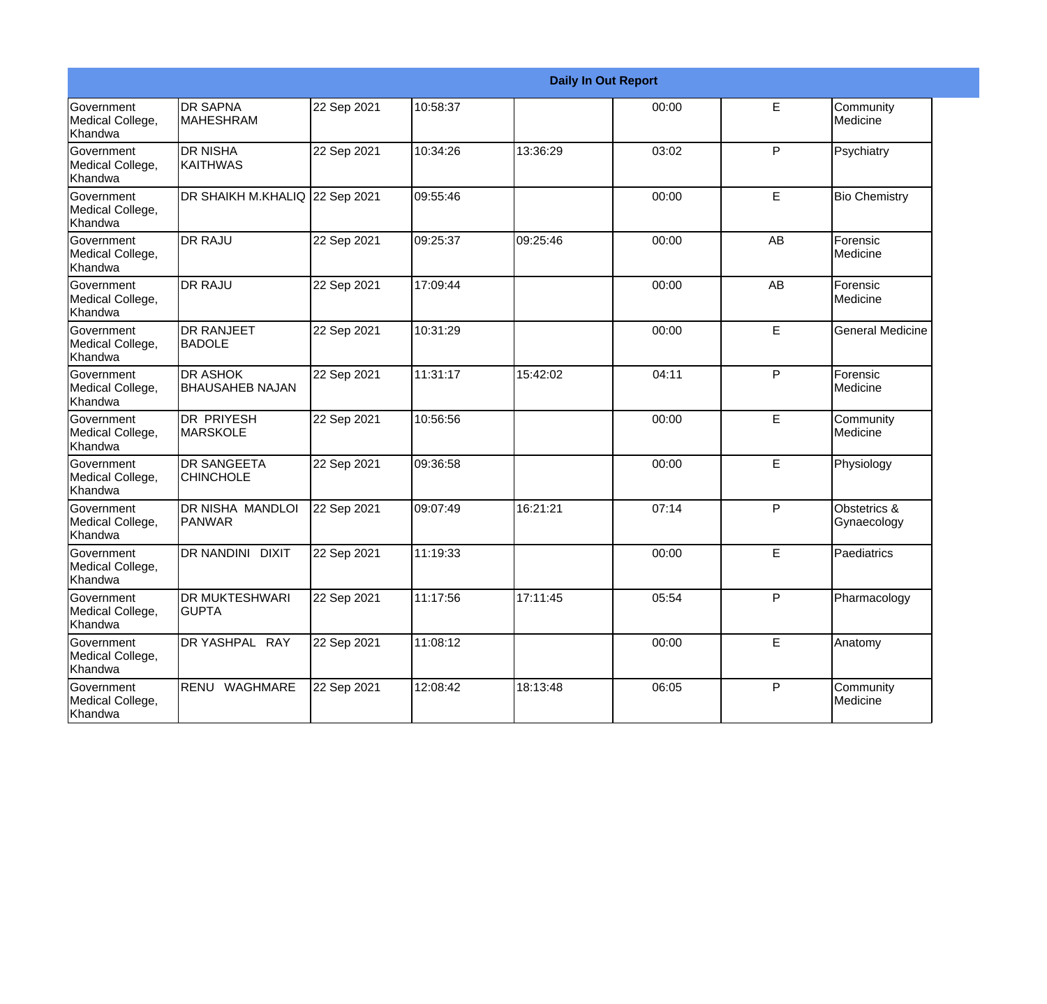| Daily In Out Report | | | | | | | |
|---|---|---|---|---|---|---|---|
| Government Medical College, Khandwa | DR SAPNA MAHESHRAM | 22 Sep 2021 | 10:58:37 | | 00:00 | E | Community Medicine |
| Government Medical College, Khandwa | DR NISHA KAITHWAS | 22 Sep 2021 | 10:34:26 | 13:36:29 | 03:02 | P | Psychiatry |
| Government Medical College, Khandwa | DR SHAIKH M.KHALIQ | 22 Sep 2021 | 09:55:46 | | 00:00 | E | Bio Chemistry |
| Government Medical College, Khandwa | DR RAJU | 22 Sep 2021 | 09:25:37 | 09:25:46 | 00:00 | AB | Forensic Medicine |
| Government Medical College, Khandwa | DR RAJU | 22 Sep 2021 | 17:09:44 | | 00:00 | AB | Forensic Medicine |
| Government Medical College, Khandwa | DR RANJEET BADOLE | 22 Sep 2021 | 10:31:29 | | 00:00 | E | General Medicine |
| Government Medical College, Khandwa | DR ASHOK BHAUSAHEB NAJAN | 22 Sep 2021 | 11:31:17 | 15:42:02 | 04:11 | P | Forensic Medicine |
| Government Medical College, Khandwa | DR PRIYESH MARSKOLE | 22 Sep 2021 | 10:56:56 | | 00:00 | E | Community Medicine |
| Government Medical College, Khandwa | DR SANGEETA CHINCHOLE | 22 Sep 2021 | 09:36:58 | | 00:00 | E | Physiology |
| Government Medical College, Khandwa | DR NISHA MANDLOI PANWAR | 22 Sep 2021 | 09:07:49 | 16:21:21 | 07:14 | P | Obstetrics & Gynaecology |
| Government Medical College, Khandwa | DR NANDINI DIXIT | 22 Sep 2021 | 11:19:33 | | 00:00 | E | Paediatrics |
| Government Medical College, Khandwa | DR MUKTESHWARI GUPTA | 22 Sep 2021 | 11:17:56 | 17:11:45 | 05:54 | P | Pharmacology |
| Government Medical College, Khandwa | DR YASHPAL RAY | 22 Sep 2021 | 11:08:12 | | 00:00 | E | Anatomy |
| Government Medical College, Khandwa | RENU WAGHMARE | 22 Sep 2021 | 12:08:42 | 18:13:48 | 06:05 | P | Community Medicine |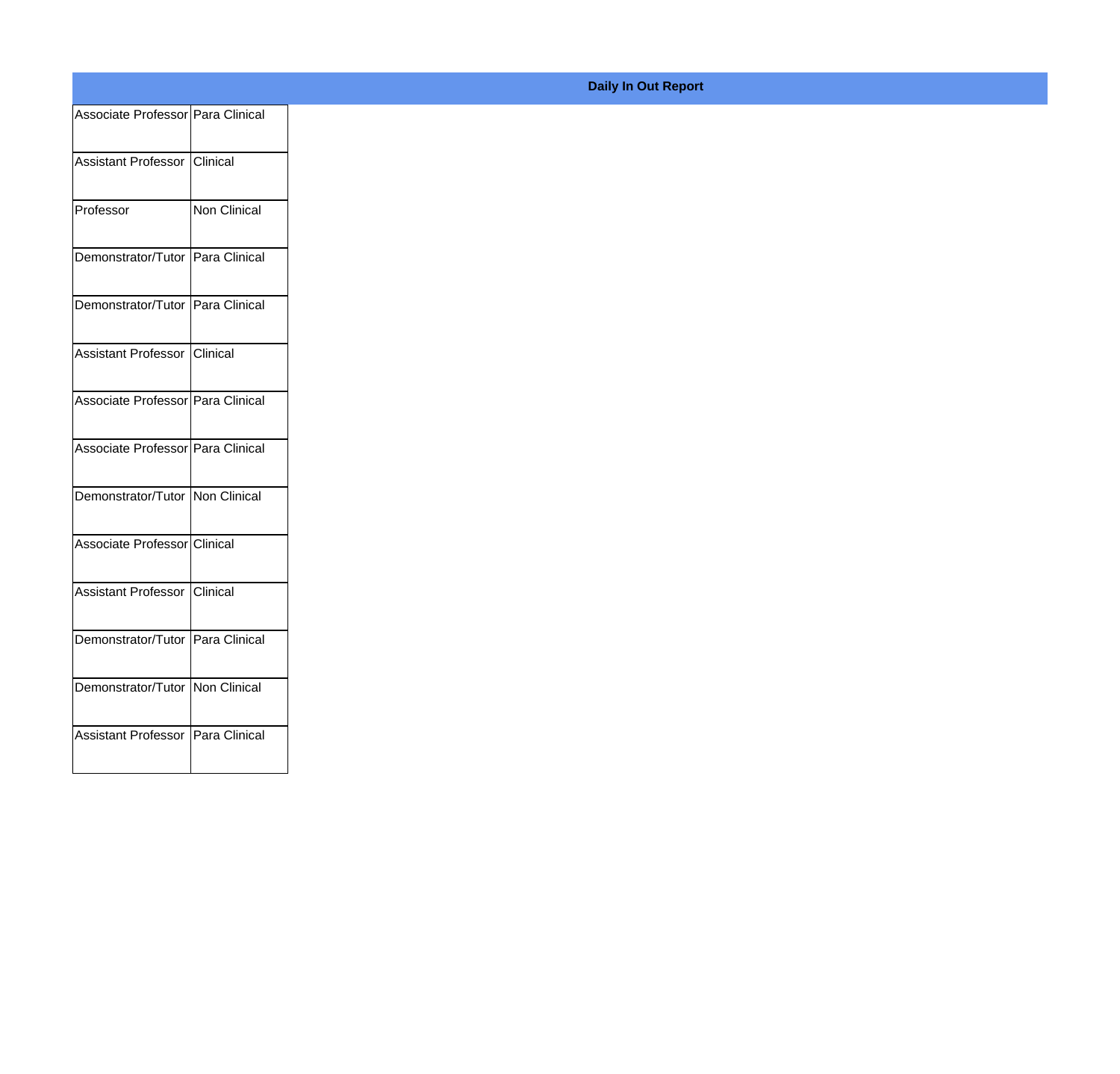**Daily In Out Report**

| | |
|---|---|
| Associate Professor | Para Clinical |
| Assistant Professor | Clinical |
| Professor | Non Clinical |
| Demonstrator/Tutor | Para Clinical |
| Demonstrator/Tutor | Para Clinical |
| Assistant Professor | Clinical |
| Associate Professor | Para Clinical |
| Associate Professor | Para Clinical |
| Demonstrator/Tutor | Non Clinical |
| Associate Professor | Clinical |
| Assistant Professor | Clinical |
| Demonstrator/Tutor | Para Clinical |
| Demonstrator/Tutor | Non Clinical |
| Assistant Professor | Para Clinical |